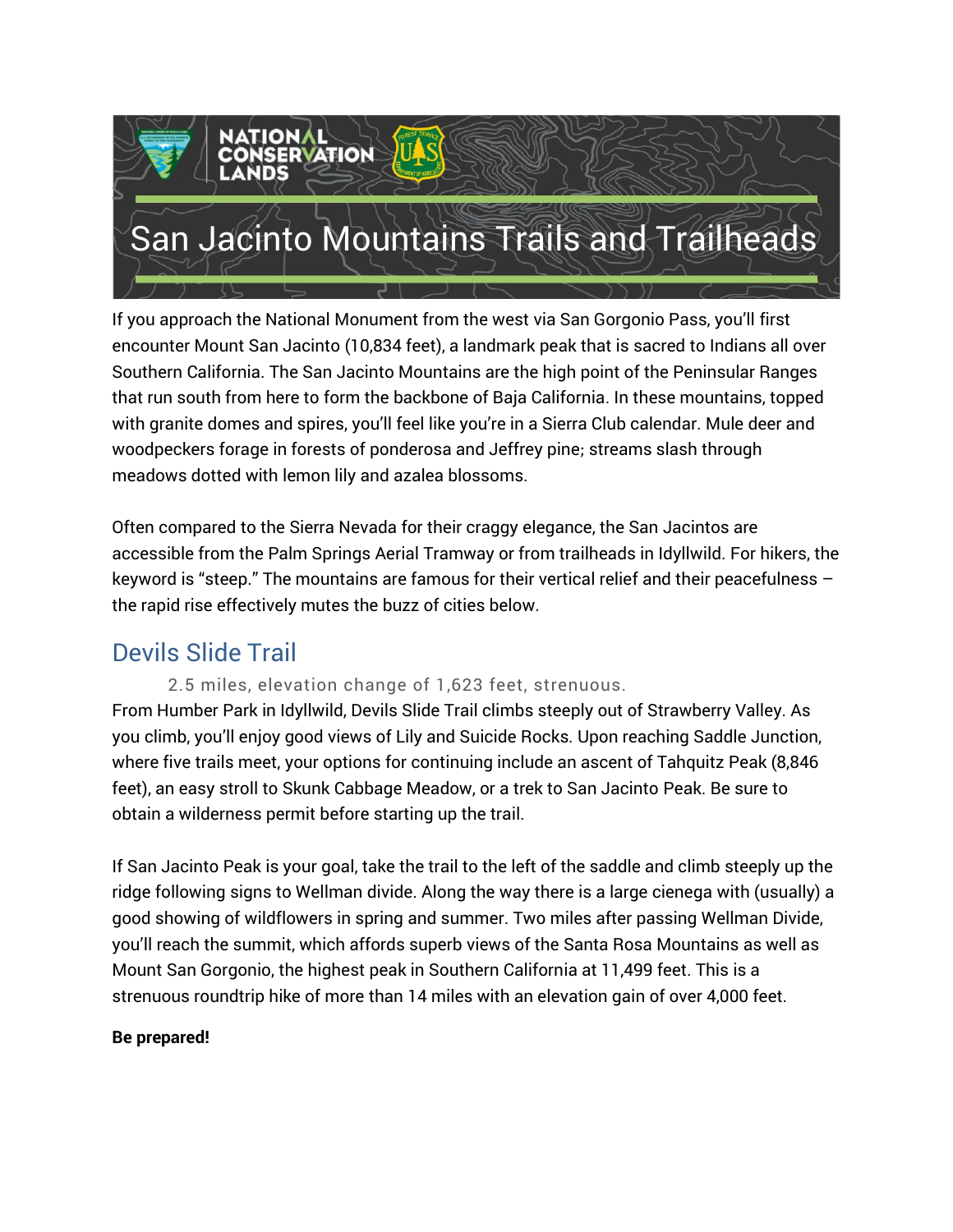# San Jacinto Mountains Trails and Trailheads

If you approach the National Monument from the west via San Gorgonio Pass, you'll first encounter Mount San Jacinto (10,834 feet), a landmark peak that is sacred to Indians all over Southern California. The San Jacinto Mountains are the high point of the Peninsular Ranges that run south from here to form the backbone of Baja California. In these mountains, topped with granite domes and spires, you'll feel like you're in a Sierra Club calendar. Mule deer and woodpeckers forage in forests of ponderosa and Jeffrey pine; streams slash through meadows dotted with lemon lily and azalea blossoms.

Often compared to the Sierra Nevada for their craggy elegance, the San Jacintos are accessible from the Palm Springs Aerial Tramway or from trailheads in Idyllwild. For hikers, the keyword is "steep." The mountains are famous for their vertical relief and their peacefulness – the rapid rise effectively mutes the buzz of cities below.

## Devils Slide Trail

2.5 miles, elevation change of 1,623 feet, strenuous.

From Humber Park in Idyllwild, Devils Slide Trail climbs steeply out of Strawberry Valley. As you climb, you'll enjoy good views of Lily and Suicide Rocks. Upon reaching Saddle Junction, where five trails meet, your options for continuing include an ascent of Tahquitz Peak (8,846 feet), an easy stroll to Skunk Cabbage Meadow, or a trek to San Jacinto Peak. Be sure to obtain a wilderness permit before starting up the trail.

If San Jacinto Peak is your goal, take the trail to the left of the saddle and climb steeply up the ridge following signs to Wellman divide. Along the way there is a large cienega with (usually) a good showing of wildflowers in spring and summer. Two miles after passing Wellman Divide, you'll reach the summit, which affords superb views of the Santa Rosa Mountains as well as Mount San Gorgonio, the highest peak in Southern California at 11,499 feet. This is a strenuous roundtrip hike of more than 14 miles with an elevation gain of over 4,000 feet.

**Be prepared!**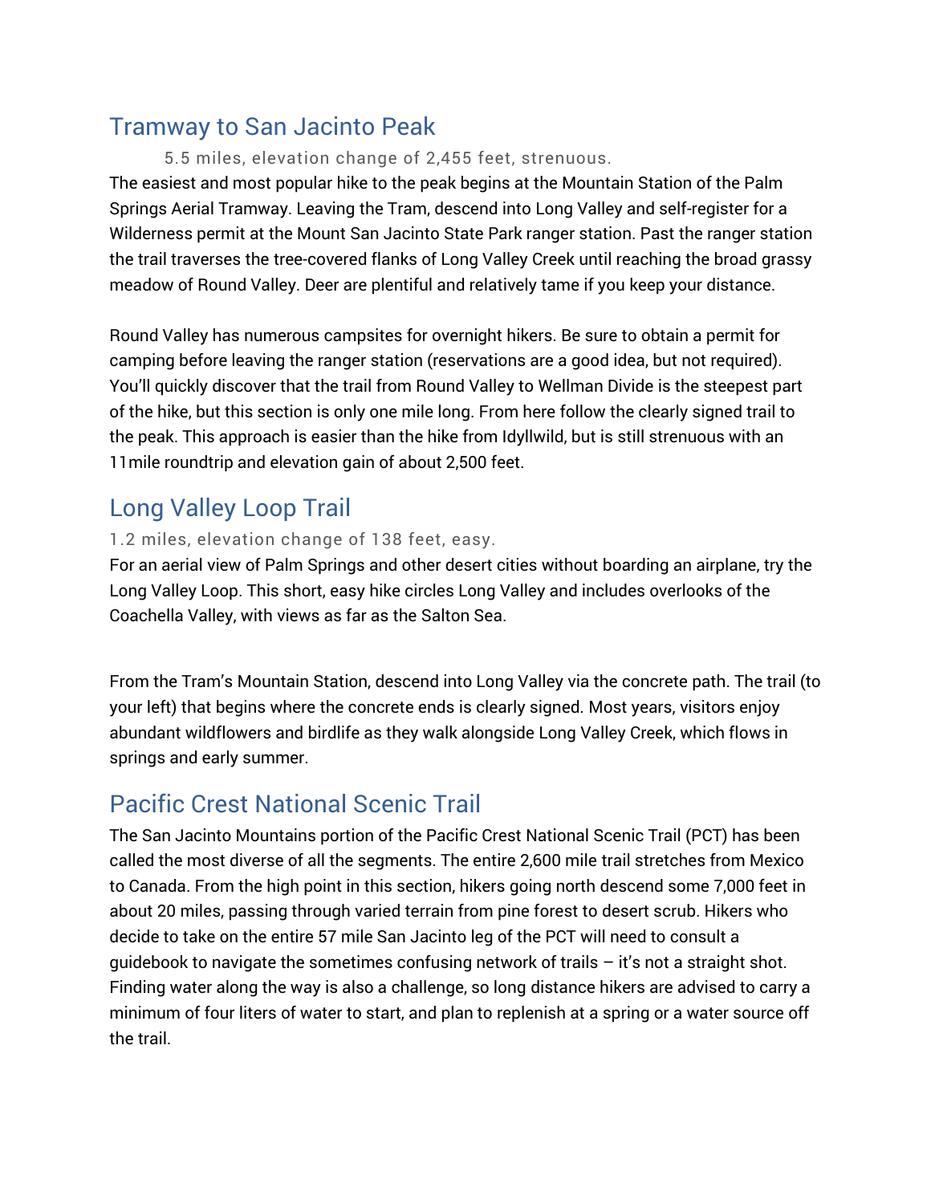## Tramway to San Jacinto Peak

5.5 miles, elevation change of 2,455 feet, strenuous.

The easiest and most popular hike to the peak begins at the Mountain Station of the Palm Springs Aerial Tramway. Leaving the Tram, descend into Long Valley and self-register for a Wilderness permit at the Mount San Jacinto State Park ranger station. Past the ranger station the trail traverses the tree-covered flanks of Long Valley Creek until reaching the broad grassy meadow of Round Valley. Deer are plentiful and relatively tame if you keep your distance.

Round Valley has numerous campsites for overnight hikers. Be sure to obtain a permit for camping before leaving the ranger station (reservations are a good idea, but not required). You'll quickly discover that the trail from Round Valley to Wellman Divide is the steepest part of the hike, but this section is only one mile long. From here follow the clearly signed trail to the peak. This approach is easier than the hike from Idyllwild, but is still strenuous with an 11mile roundtrip and elevation gain of about 2,500 feet.

## Long Valley Loop Trail

1.2 miles, elevation change of 138 feet, easy.

For an aerial view of Palm Springs and other desert cities without boarding an airplane, try the Long Valley Loop. This short, easy hike circles Long Valley and includes overlooks of the Coachella Valley, with views as far as the Salton Sea.

From the Tram's Mountain Station, descend into Long Valley via the concrete path. The trail (to your left) that begins where the concrete ends is clearly signed. Most years, visitors enjoy abundant wildflowers and birdlife as they walk alongside Long Valley Creek, which flows in springs and early summer.

## Pacific Crest National Scenic Trail

The San Jacinto Mountains portion of the Pacific Crest National Scenic Trail (PCT) has been called the most diverse of all the segments. The entire 2,600 mile trail stretches from Mexico to Canada. From the high point in this section, hikers going north descend some 7,000 feet in about 20 miles, passing through varied terrain from pine forest to desert scrub. Hikers who decide to take on the entire 57 mile San Jacinto leg of the PCT will need to consult a guidebook to navigate the sometimes confusing network of trails – it's not a straight shot. Finding water along the way is also a challenge, so long distance hikers are advised to carry a minimum of four liters of water to start, and plan to replenish at a spring or a water source off the trail.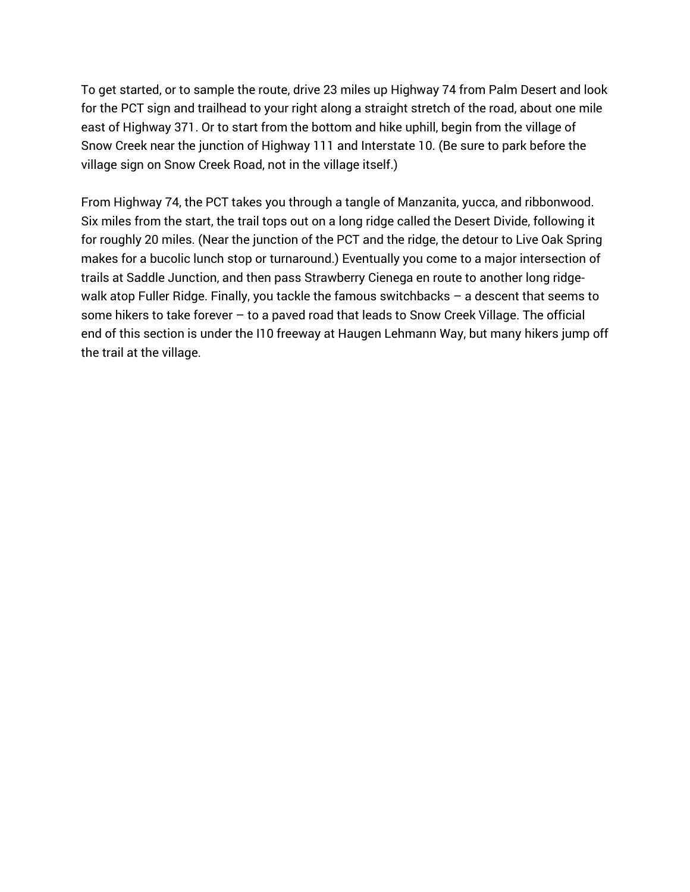To get started, or to sample the route, drive 23 miles up Highway 74 from Palm Desert and look for the PCT sign and trailhead to your right along a straight stretch of the road, about one mile east of Highway 371. Or to start from the bottom and hike uphill, begin from the village of Snow Creek near the junction of Highway 111 and Interstate 10. (Be sure to park before the village sign on Snow Creek Road, not in the village itself.)

From Highway 74, the PCT takes you through a tangle of Manzanita, yucca, and ribbonwood. Six miles from the start, the trail tops out on a long ridge called the Desert Divide, following it for roughly 20 miles. (Near the junction of the PCT and the ridge, the detour to Live Oak Spring makes for a bucolic lunch stop or turnaround.) Eventually you come to a major intersection of trails at Saddle Junction, and then pass Strawberry Cienega en route to another long ridge-walk atop Fuller Ridge. Finally, you tackle the famous switchbacks – a descent that seems to some hikers to take forever – to a paved road that leads to Snow Creek Village. The official end of this section is under the I10 freeway at Haugen Lehmann Way, but many hikers jump off the trail at the village.